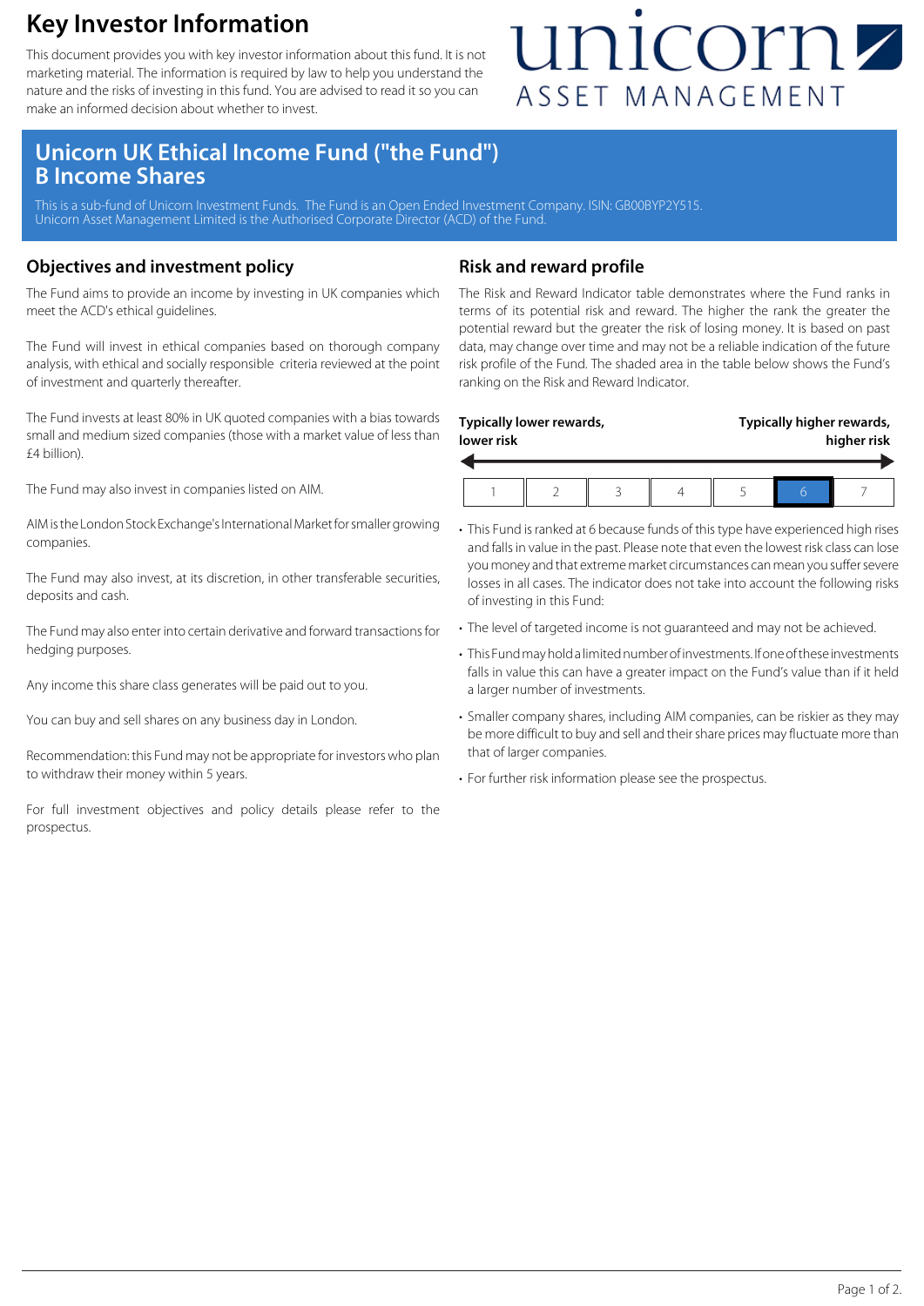# Key Investor Information

This document provides you with key investor information about this fund. It is not marketing material. The information is required by law to help you understand the nature and the risks of investing in this fund. You are advised to read it so you can make an informed decision about whether to invest.

unicorn ASSET MANAGEMENT

## Unicorn UK Ethical Income Fund ("the Fund") B Income Shares

This is a sub-fund of Unicorn Investment Funds. The Fund is an Open Ended Investment Company. ISIN: GB00BYP2Y515.
Unicorn Asset Management Limited is the Authorised Corporate Director (ACD) of the Fund.

### Objectives and investment policy

The Fund aims to provide an income by investing in UK companies which meet the ACD's ethical guidelines.

The Fund will invest in ethical companies based on thorough company analysis, with ethical and socially responsible criteria reviewed at the point of investment and quarterly thereafter.

The Fund invests at least 80% in UK quoted companies with a bias towards small and medium sized companies (those with a market value of less than £4 billion).

The Fund may also invest in companies listed on AIM.

AIM is the London Stock Exchange's International Market for smaller growing companies.

The Fund may also invest, at its discretion, in other transferable securities, deposits and cash.

The Fund may also enter into certain derivative and forward transactions for hedging purposes.

Any income this share class generates will be paid out to you.

You can buy and sell shares on any business day in London.

Recommendation: this Fund may not be appropriate for investors who plan to withdraw their money within 5 years.

For full investment objectives and policy details please refer to the prospectus.

### Risk and reward profile

The Risk and Reward Indicator table demonstrates where the Fund ranks in terms of its potential risk and reward. The higher the rank the greater the potential reward but the greater the risk of losing money. It is based on past data, may change over time and may not be a reliable indication of the future risk profile of the Fund. The shaded area in the table below shows the Fund's ranking on the Risk and Reward Indicator.

**Typically lower rewards, lower risk** ← → **Typically higher rewards, higher risk**

| 1 | 2 | 3 | 4 | 5 | **6** | 7 |
|---|---|---|---|---|---|---|

- This Fund is ranked at 6 because funds of this type have experienced high rises and falls in value in the past. Please note that even the lowest risk class can lose you money and that extreme market circumstances can mean you suffer severe losses in all cases. The indicator does not take into account the following risks of investing in this Fund:
- The level of targeted income is not guaranteed and may not be achieved.
- This Fund may hold a limited number of investments. If one of these investments falls in value this can have a greater impact on the Fund's value than if it held a larger number of investments.
- Smaller company shares, including AIM companies, can be riskier as they may be more difficult to buy and sell and their share prices may fluctuate more than that of larger companies.
- For further risk information please see the prospectus.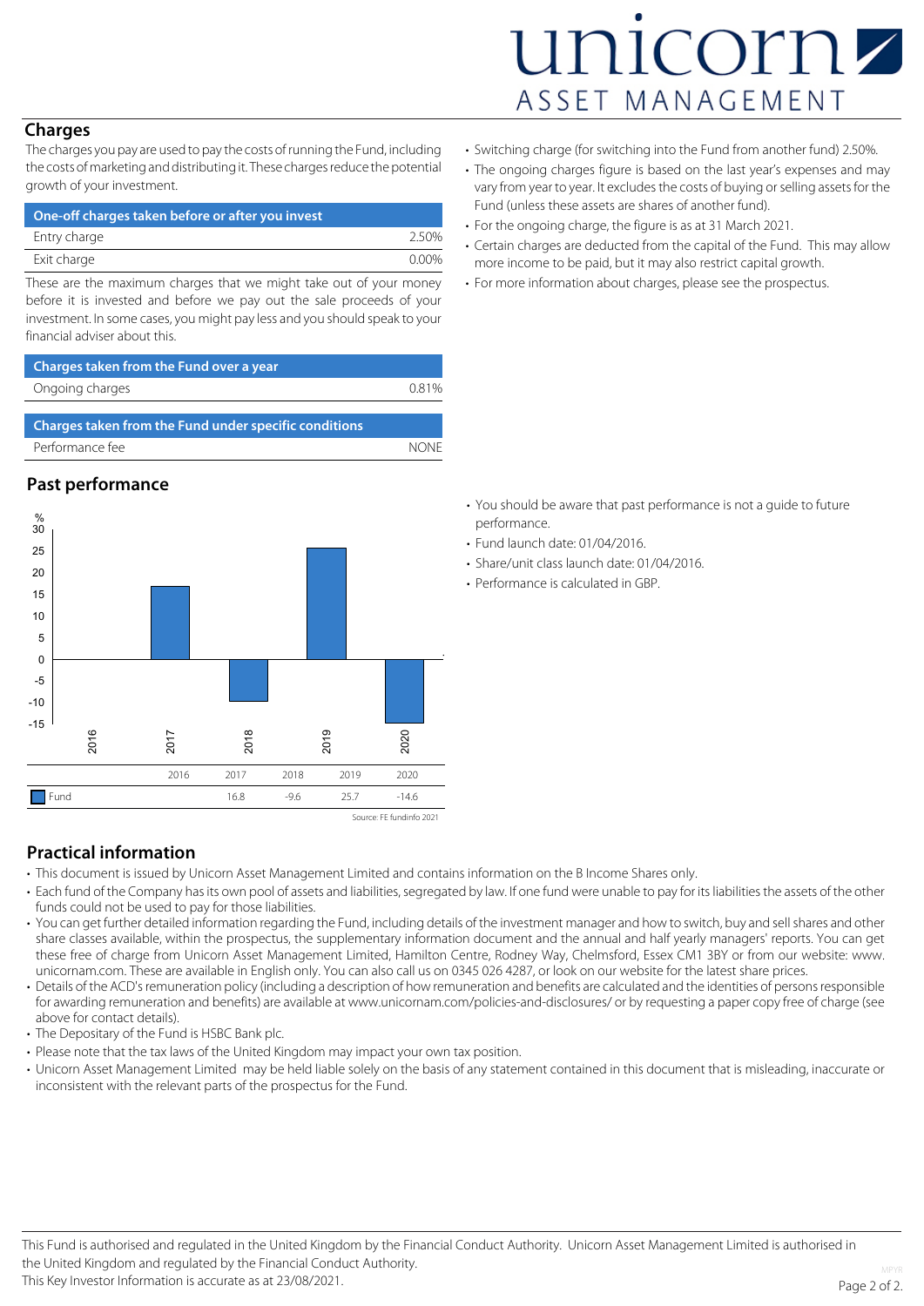## Charges

The charges you pay are used to pay the costs of running the Fund, including the costs of marketing and distributing it. These charges reduce the potential growth of your investment.

| One-off charges taken before or after you invest | |
|---|---|
| Entry charge | 2.50% |
| Exit charge | 0.00% |

These are the maximum charges that we might take out of your money before it is invested and before we pay out the sale proceeds of your investment. In some cases, you might pay less and you should speak to your financial adviser about this.

| Charges taken from the Fund over a year | |
|---|---|
| Ongoing charges | 0.81% |

| Charges taken from the Fund under specific conditions | |
|---|---|
| Performance fee | NONE |

- Switching charge (for switching into the Fund from another fund) 2.50%.
- The ongoing charges figure is based on the last year's expenses and may vary from year to year. It excludes the costs of buying or selling assets for the Fund (unless these assets are shares of another fund).
- For the ongoing charge, the figure is as at 31 March 2021.
- Certain charges are deducted from the capital of the Fund. This may allow more income to be paid, but it may also restrict capital growth.
- For more information about charges, please see the prospectus.

## Past performance

%

30
25
20
15
10
5
0
-5
-10
-15

2016 2017 2018 2019 2020

| | 2016 | 2017 | 2018 | 2019 | 2020 |
|---|---|---|---|---|---|
| Fund | | 16.8 | -9.6 | 25.7 | -14.6 |

Source: FE fundinfo 2021

- You should be aware that past performance is not a guide to future performance.
- Fund launch date: 01/04/2016.
- Share/unit class launch date: 01/04/2016.
- Performance is calculated in GBP.

## Practical information

- This document is issued by Unicorn Asset Management Limited and contains information on the B Income Shares only.
- Each fund of the Company has its own pool of assets and liabilities, segregated by law. If one fund were unable to pay for its liabilities the assets of the other funds could not be used to pay for those liabilities.
- You can get further detailed information regarding the Fund, including details of the investment manager and how to switch, buy and sell shares and other share classes available, within the prospectus, the supplementary information document and the annual and half yearly managers' reports. You can get these free of charge from Unicorn Asset Management Limited, Hamilton Centre, Rodney Way, Chelmsford, Essex CM1 3BY or from our website: www.unicornam.com. These are available in English only. You can also call us on 0345 026 4287, or look on our website for the latest share prices.
- Details of the ACD's remuneration policy (including a description of how remuneration and benefits are calculated and the identities of persons responsible for awarding remuneration and benefits) are available at www.unicornam.com/policies-and-disclosures/ or by requesting a paper copy free of charge (see above for contact details).
- The Depositary of the Fund is HSBC Bank plc.
- Please note that the tax laws of the United Kingdom may impact your own tax position.
- Unicorn Asset Management Limited may be held liable solely on the basis of any statement contained in this document that is misleading, inaccurate or inconsistent with the relevant parts of the prospectus for the Fund.

This Fund is authorised and regulated in the United Kingdom by the Financial Conduct Authority. Unicorn Asset Management Limited is authorised in the United Kingdom and regulated by the Financial Conduct Authority.
This Key Investor Information is accurate as at 23/08/2021.